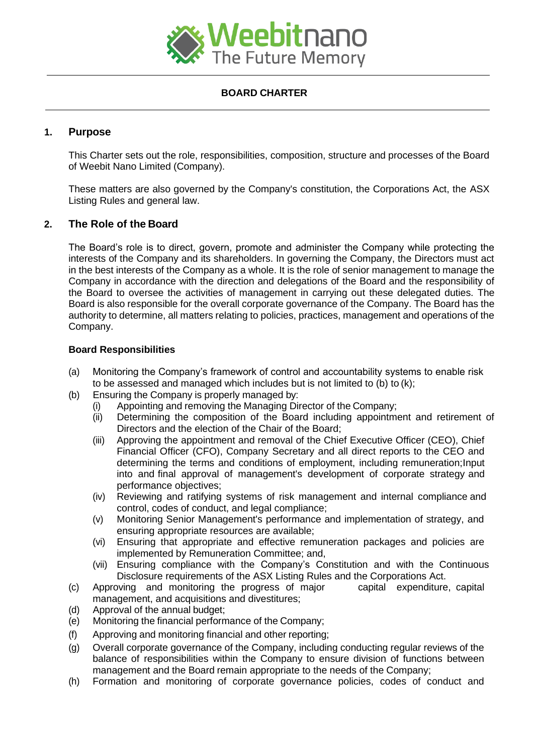**BOARD CHARTER**

## 1. Purpose

This Charter sets out the role, responsibilities, composition, structure and processes of the Board of Weebit Nano Limited (Company).

These matters are also governed by the Company's constitution, the Corporations Act, the ASX Listing Rules and general law.

## 2. The Role of the Board

The Board's role is to direct, govern, promote and administer the Company while protecting the interests of the Company and its shareholders. In governing the Company, the Directors must act in the best interests of the Company as a whole. It is the role of senior management to manage the Company in accordance with the direction and delegations of the Board and the responsibility of the Board to oversee the activities of management in carrying out these delegated duties. The Board is also responsible for the overall corporate governance of the Company. The Board has the authority to determine, all matters relating to policies, practices, management and operations of the Company.

**Board Responsibilities**

(a) Monitoring the Company's framework of control and accountability systems to enable risk to be assessed and managed which includes but is not limited to (b) to (k);

(b) Ensuring the Company is properly managed by:

- (i) Appointing and removing the Managing Director of the Company;
- (ii) Determining the composition of the Board including appointment and retirement of Directors and the election of the Chair of the Board;
- (iii) Approving the appointment and removal of the Chief Executive Officer (CEO), Chief Financial Officer (CFO), Company Secretary and all direct reports to the CEO and determining the terms and conditions of employment, including remuneration;Input into and final approval of management's development of corporate strategy and performance objectives;
- (iv) Reviewing and ratifying systems of risk management and internal compliance and control, codes of conduct, and legal compliance;
- (v) Monitoring Senior Management's performance and implementation of strategy, and ensuring appropriate resources are available;
- (vi) Ensuring that appropriate and effective remuneration packages and policies are implemented by Remuneration Committee; and,
- (vii) Ensuring compliance with the Company's Constitution and with the Continuous Disclosure requirements of the ASX Listing Rules and the Corporations Act.

(c) Approving and monitoring the progress of major capital expenditure, capital management, and acquisitions and divestitures;

(d) Approval of the annual budget;

(e) Monitoring the financial performance of the Company;

(f) Approving and monitoring financial and other reporting;

(g) Overall corporate governance of the Company, including conducting regular reviews of the balance of responsibilities within the Company to ensure division of functions between management and the Board remain appropriate to the needs of the Company;

(h) Formation and monitoring of corporate governance policies, codes of conduct and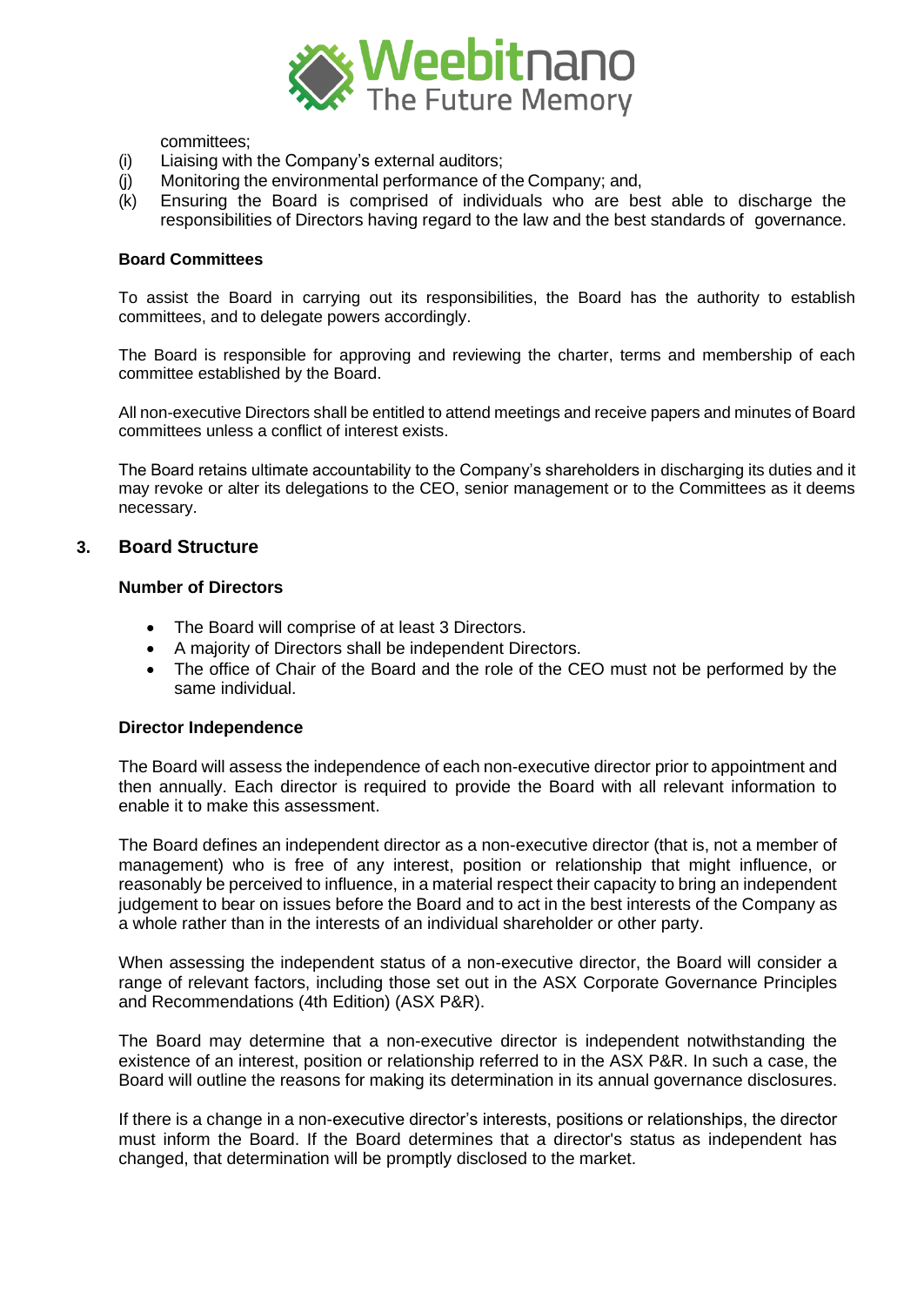committees;

(i) Liaising with the Company's external auditors;
(j) Monitoring the environmental performance of the Company; and,
(k) Ensuring the Board is comprised of individuals who are best able to discharge the responsibilities of Directors having regard to the law and the best standards of governance.

**Board Committees**

To assist the Board in carrying out its responsibilities, the Board has the authority to establish committees, and to delegate powers accordingly.

The Board is responsible for approving and reviewing the charter, terms and membership of each committee established by the Board.

All non-executive Directors shall be entitled to attend meetings and receive papers and minutes of Board committees unless a conflict of interest exists.

The Board retains ultimate accountability to the Company's shareholders in discharging its duties and it may revoke or alter its delegations to the CEO, senior management or to the Committees as it deems necessary.

## 3. Board Structure

**Number of Directors**

- The Board will comprise of at least 3 Directors.
- A majority of Directors shall be independent Directors.
- The office of Chair of the Board and the role of the CEO must not be performed by the same individual.

**Director Independence**

The Board will assess the independence of each non-executive director prior to appointment and then annually. Each director is required to provide the Board with all relevant information to enable it to make this assessment.

The Board defines an independent director as a non-executive director (that is, not a member of management) who is free of any interest, position or relationship that might influence, or reasonably be perceived to influence, in a material respect their capacity to bring an independent judgement to bear on issues before the Board and to act in the best interests of the Company as a whole rather than in the interests of an individual shareholder or other party.

When assessing the independent status of a non-executive director, the Board will consider a range of relevant factors, including those set out in the ASX Corporate Governance Principles and Recommendations (4th Edition) (ASX P&R).

The Board may determine that a non-executive director is independent notwithstanding the existence of an interest, position or relationship referred to in the ASX P&R. In such a case, the Board will outline the reasons for making its determination in its annual governance disclosures.

If there is a change in a non-executive director's interests, positions or relationships, the director must inform the Board. If the Board determines that a director's status as independent has changed, that determination will be promptly disclosed to the market.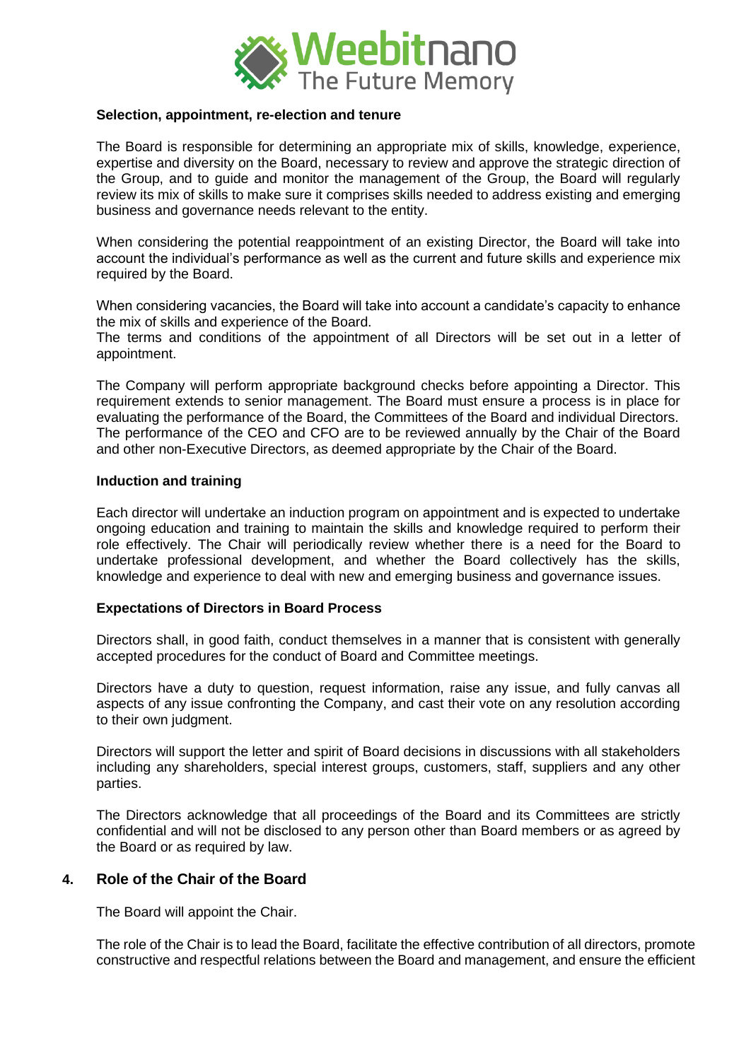**Selection, appointment, re-election and tenure**

The Board is responsible for determining an appropriate mix of skills, knowledge, experience, expertise and diversity on the Board, necessary to review and approve the strategic direction of the Group, and to guide and monitor the management of the Group, the Board will regularly review its mix of skills to make sure it comprises skills needed to address existing and emerging business and governance needs relevant to the entity.

When considering the potential reappointment of an existing Director, the Board will take into account the individual's performance as well as the current and future skills and experience mix required by the Board.

When considering vacancies, the Board will take into account a candidate's capacity to enhance the mix of skills and experience of the Board.
The terms and conditions of the appointment of all Directors will be set out in a letter of appointment.

The Company will perform appropriate background checks before appointing a Director. This requirement extends to senior management. The Board must ensure a process is in place for evaluating the performance of the Board, the Committees of the Board and individual Directors. The performance of the CEO and CFO are to be reviewed annually by the Chair of the Board and other non-Executive Directors, as deemed appropriate by the Chair of the Board.

**Induction and training**

Each director will undertake an induction program on appointment and is expected to undertake ongoing education and training to maintain the skills and knowledge required to perform their role effectively. The Chair will periodically review whether there is a need for the Board to undertake professional development, and whether the Board collectively has the skills, knowledge and experience to deal with new and emerging business and governance issues.

**Expectations of Directors in Board Process**

Directors shall, in good faith, conduct themselves in a manner that is consistent with generally accepted procedures for the conduct of Board and Committee meetings.

Directors have a duty to question, request information, raise any issue, and fully canvas all aspects of any issue confronting the Company, and cast their vote on any resolution according to their own judgment.

Directors will support the letter and spirit of Board decisions in discussions with all stakeholders including any shareholders, special interest groups, customers, staff, suppliers and any other parties.

The Directors acknowledge that all proceedings of the Board and its Committees are strictly confidential and will not be disclosed to any person other than Board members or as agreed by the Board or as required by law.

## 4. Role of the Chair of the Board

The Board will appoint the Chair.

The role of the Chair is to lead the Board, facilitate the effective contribution of all directors, promote constructive and respectful relations between the Board and management, and ensure the efficient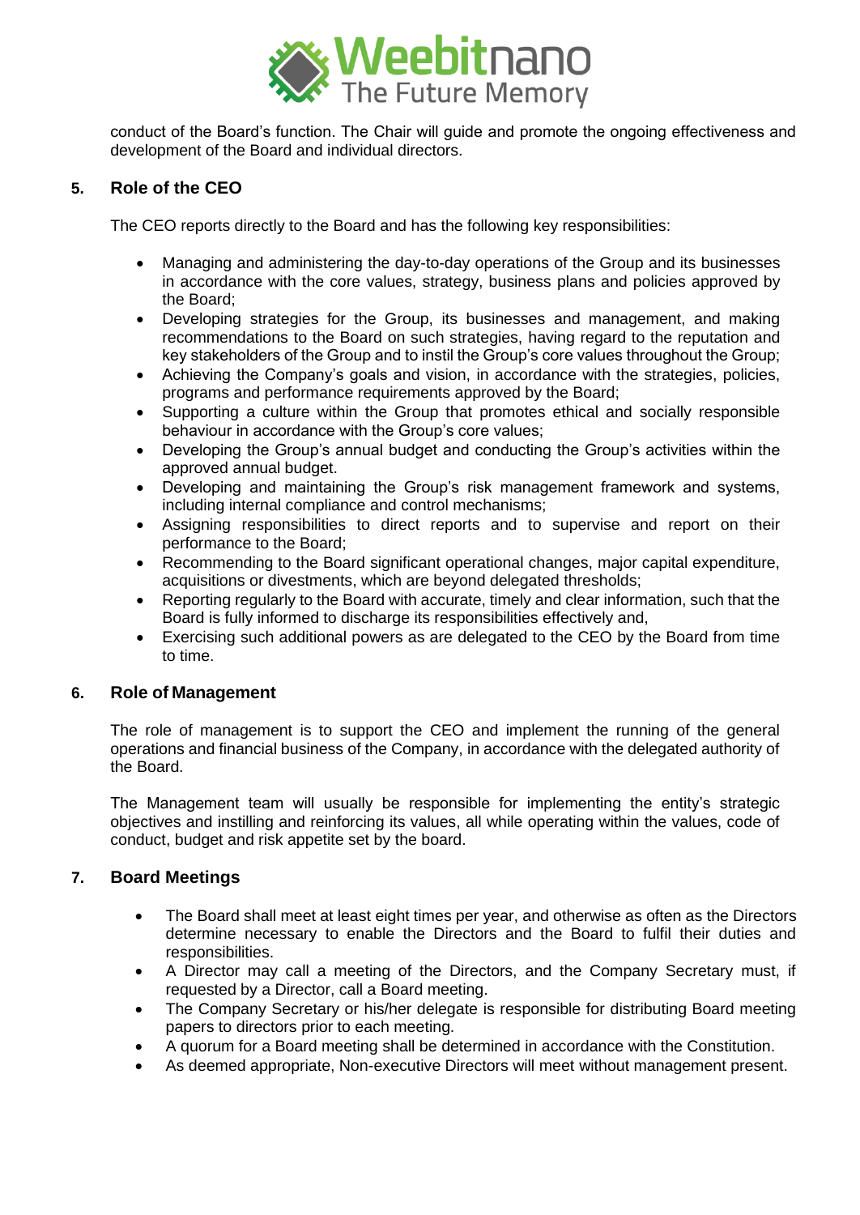conduct of the Board's function. The Chair will guide and promote the ongoing effectiveness and development of the Board and individual directors.

## 5. Role of the CEO

The CEO reports directly to the Board and has the following key responsibilities:

- Managing and administering the day-to-day operations of the Group and its businesses in accordance with the core values, strategy, business plans and policies approved by the Board;
- Developing strategies for the Group, its businesses and management, and making recommendations to the Board on such strategies, having regard to the reputation and key stakeholders of the Group and to instil the Group's core values throughout the Group;
- Achieving the Company's goals and vision, in accordance with the strategies, policies, programs and performance requirements approved by the Board;
- Supporting a culture within the Group that promotes ethical and socially responsible behaviour in accordance with the Group's core values;
- Developing the Group's annual budget and conducting the Group's activities within the approved annual budget.
- Developing and maintaining the Group's risk management framework and systems, including internal compliance and control mechanisms;
- Assigning responsibilities to direct reports and to supervise and report on their performance to the Board;
- Recommending to the Board significant operational changes, major capital expenditure, acquisitions or divestments, which are beyond delegated thresholds;
- Reporting regularly to the Board with accurate, timely and clear information, such that the Board is fully informed to discharge its responsibilities effectively and,
- Exercising such additional powers as are delegated to the CEO by the Board from time to time.

## 6. Role of Management

The role of management is to support the CEO and implement the running of the general operations and financial business of the Company, in accordance with the delegated authority of the Board.

The Management team will usually be responsible for implementing the entity's strategic objectives and instilling and reinforcing its values, all while operating within the values, code of conduct, budget and risk appetite set by the board.

## 7. Board Meetings

- The Board shall meet at least eight times per year, and otherwise as often as the Directors determine necessary to enable the Directors and the Board to fulfil their duties and responsibilities.
- A Director may call a meeting of the Directors, and the Company Secretary must, if requested by a Director, call a Board meeting.
- The Company Secretary or his/her delegate is responsible for distributing Board meeting papers to directors prior to each meeting.
- A quorum for a Board meeting shall be determined in accordance with the Constitution.
- As deemed appropriate, Non-executive Directors will meet without management present.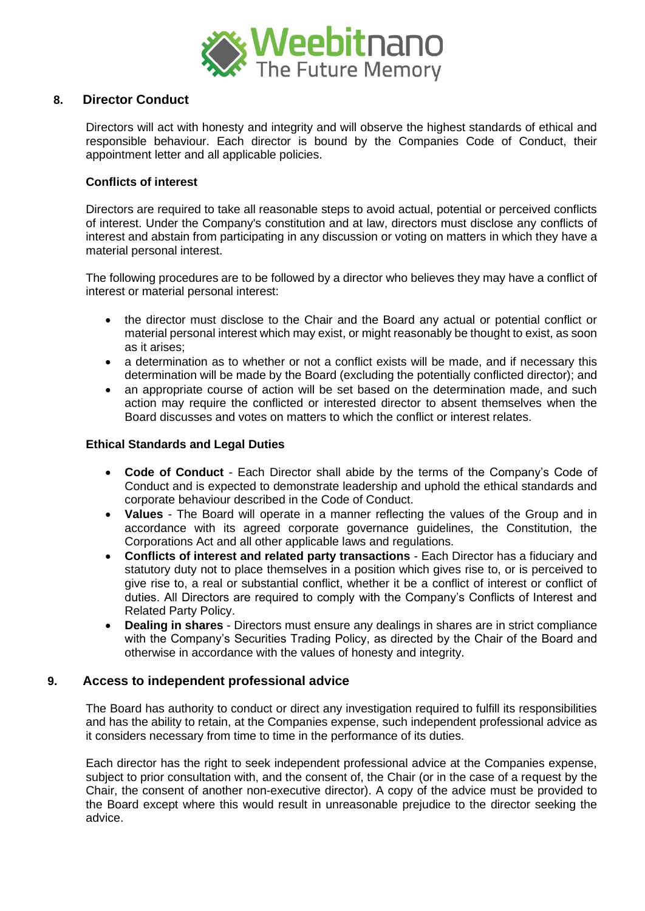## 8. Director Conduct

Directors will act with honesty and integrity and will observe the highest standards of ethical and responsible behaviour. Each director is bound by the Companies Code of Conduct, their appointment letter and all applicable policies.

### Conflicts of interest

Directors are required to take all reasonable steps to avoid actual, potential or perceived conflicts of interest. Under the Company's constitution and at law, directors must disclose any conflicts of interest and abstain from participating in any discussion or voting on matters in which they have a material personal interest.

The following procedures are to be followed by a director who believes they may have a conflict of interest or material personal interest:

- the director must disclose to the Chair and the Board any actual or potential conflict or material personal interest which may exist, or might reasonably be thought to exist, as soon as it arises;
- a determination as to whether or not a conflict exists will be made, and if necessary this determination will be made by the Board (excluding the potentially conflicted director); and
- an appropriate course of action will be set based on the determination made, and such action may require the conflicted or interested director to absent themselves when the Board discusses and votes on matters to which the conflict or interest relates.

### Ethical Standards and Legal Duties

- **Code of Conduct** - Each Director shall abide by the terms of the Company's Code of Conduct and is expected to demonstrate leadership and uphold the ethical standards and corporate behaviour described in the Code of Conduct.
- **Values** - The Board will operate in a manner reflecting the values of the Group and in accordance with its agreed corporate governance guidelines, the Constitution, the Corporations Act and all other applicable laws and regulations.
- **Conflicts of interest and related party transactions** - Each Director has a fiduciary and statutory duty not to place themselves in a position which gives rise to, or is perceived to give rise to, a real or substantial conflict, whether it be a conflict of interest or conflict of duties. All Directors are required to comply with the Company's Conflicts of Interest and Related Party Policy.
- **Dealing in shares** - Directors must ensure any dealings in shares are in strict compliance with the Company's Securities Trading Policy, as directed by the Chair of the Board and otherwise in accordance with the values of honesty and integrity.

## 9. Access to independent professional advice

The Board has authority to conduct or direct any investigation required to fulfill its responsibilities and has the ability to retain, at the Companies expense, such independent professional advice as it considers necessary from time to time in the performance of its duties.

Each director has the right to seek independent professional advice at the Companies expense, subject to prior consultation with, and the consent of, the Chair (or in the case of a request by the Chair, the consent of another non-executive director). A copy of the advice must be provided to the Board except where this would result in unreasonable prejudice to the director seeking the advice.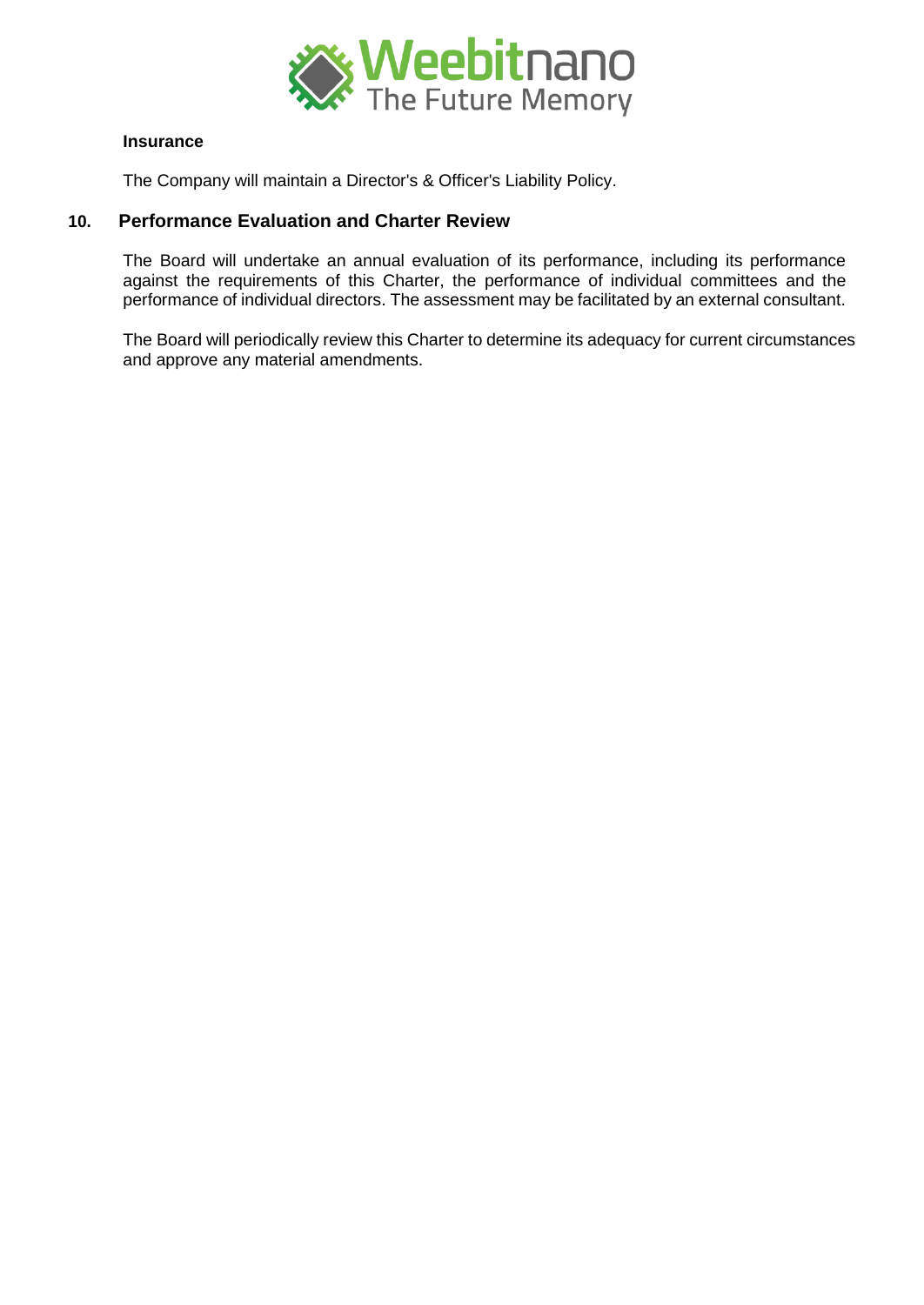**Insurance**

The Company will maintain a Director's & Officer's Liability Policy.

## 10. Performance Evaluation and Charter Review

The Board will undertake an annual evaluation of its performance, including its performance against the requirements of this Charter, the performance of individual committees and the performance of individual directors. The assessment may be facilitated by an external consultant.

The Board will periodically review this Charter to determine its adequacy for current circumstances and approve any material amendments.